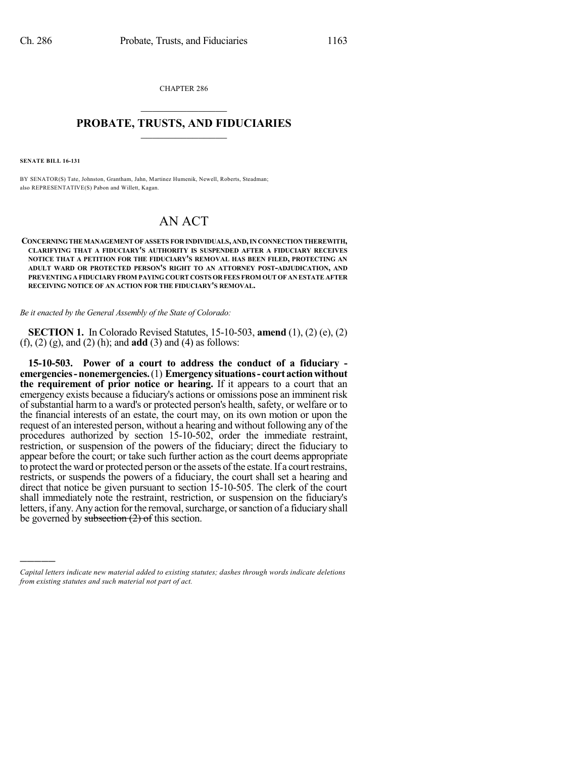CHAPTER 286

## PROBATE, TRUSTS, AND FIDUCIARIES

**SENATE BILL 16-131**

BY SENATOR(S) Tate, Johnston, Grantham, Jahn, Martinez Humenik, Newell, Roberts, Steadman; also REPRESENTATIVE(S) Pabon and Willett, Kagan.

# AN ACT

**CONCERNING THE MANAGEMENT OF ASSETS FOR INDIVIDUALS, AND, IN CONNECTION THEREWITH, CLARIFYING THAT A FIDUCIARY'S AUTHORITY IS SUSPENDED AFTER A FIDUCIARY RECEIVES NOTICE THAT A PETITION FOR THE FIDUCIARY'S REMOVAL HAS BEEN FILED, PROTECTING AN ADULT WARD OR PROTECTED PERSON'S RIGHT TO AN ATTORNEY POST-ADJUDICATION, AND PREVENTING A FIDUCIARY FROM PAYING COURT COSTS OR FEES FROM OUT OF AN ESTATE AFTER RECEIVING NOTICE OF AN ACTION FOR THE FIDUCIARY'S REMOVAL.**

*Be it enacted by the General Assembly of the State of Colorado:*

**SECTION 1.** In Colorado Revised Statutes, 15-10-503, **amend** (1), (2) (e), (2) (f), (2) (g), and (2) (h); and **add** (3) and (4) as follows:

**15-10-503. Power of a court to address the conduct of a fiduciary - emergencies - nonemergencies.** (1) **Emergency situations - court action without the requirement of prior notice or hearing.** If it appears to a court that an emergency exists because a fiduciary's actions or omissions pose an imminent risk of substantial harm to a ward's or protected person's health, safety, or welfare or to the financial interests of an estate, the court may, on its own motion or upon the request of an interested person, without a hearing and without following any of the procedures authorized by section 15-10-502, order the immediate restraint, restriction, or suspension of the powers of the fiduciary; direct the fiduciary to appear before the court; or take such further action as the court deems appropriate to protect the ward or protected person or the assets of the estate. If a court restrains, restricts, or suspends the powers of a fiduciary, the court shall set a hearing and direct that notice be given pursuant to section 15-10-505. The clerk of the court shall immediately note the restraint, restriction, or suspension on the fiduciary's letters, if any. Any action for the removal, surcharge, or sanction of a fiduciary shall be governed by ~~subsection (2) of~~ this section.

---

*Capital letters indicate new material added to existing statutes; dashes through words indicate deletions from existing statutes and such material not part of act.*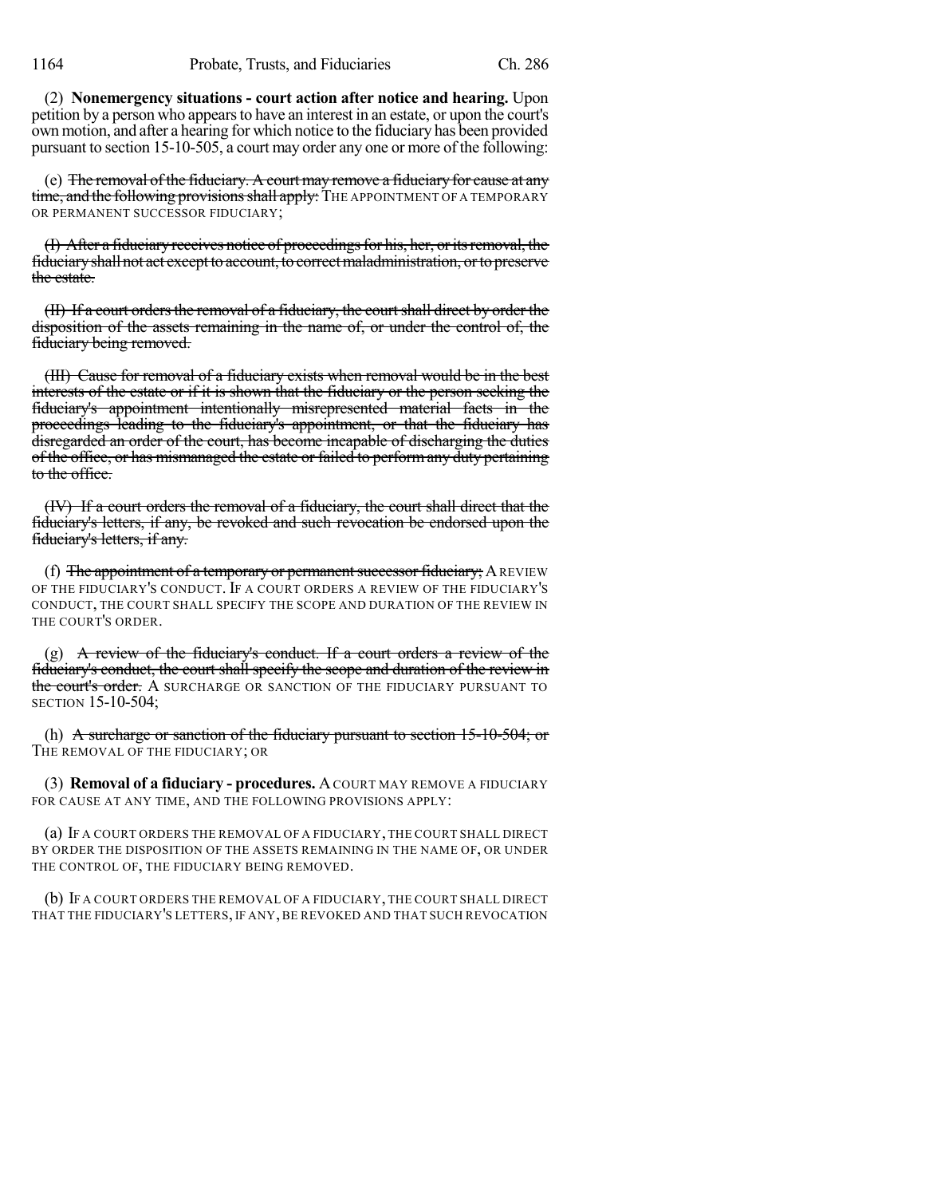(2) **Nonemergency situations - court action after notice and hearing.** Upon petition by a person who appears to have an interest in an estate, or upon the court's own motion, and after a hearing for which notice to the fiduciary has been provided pursuant to section 15-10-505, a court may order any one or more of the following:

(e) ~~The removal of the fiduciary. A court may remove a fiduciary for cause at any time, and the following provisions shall apply:~~ THE APPOINTMENT OF A TEMPORARY OR PERMANENT SUCCESSOR FIDUCIARY;

~~(I) After a fiduciary receives notice of proceedings for his, her, or its removal, the fiduciary shall not act except to account, to correct maladministration, or to preserve the estate.~~

~~(II) If a court orders the removal of a fiduciary, the court shall direct by order the disposition of the assets remaining in the name of, or under the control of, the fiduciary being removed.~~

~~(III) Cause for removal of a fiduciary exists when removal would be in the best interests of the estate or if it is shown that the fiduciary or the person seeking the fiduciary's appointment intentionally misrepresented material facts in the proceedings leading to the fiduciary's appointment, or that the fiduciary has disregarded an order of the court, has become incapable of discharging the duties of the office, or has mismanaged the estate or failed to perform any duty pertaining to the office.~~

~~(IV) If a court orders the removal of a fiduciary, the court shall direct that the fiduciary's letters, if any, be revoked and such revocation be endorsed upon the fiduciary's letters, if any.~~

(f) ~~The appointment of a temporary or permanent successor fiduciary;~~ A REVIEW OF THE FIDUCIARY'S CONDUCT. IF A COURT ORDERS A REVIEW OF THE FIDUCIARY'S CONDUCT, THE COURT SHALL SPECIFY THE SCOPE AND DURATION OF THE REVIEW IN THE COURT'S ORDER.

(g) ~~A review of the fiduciary's conduct. If a court orders a review of the fiduciary's conduct, the court shall specify the scope and duration of the review in the court's order.~~ A SURCHARGE OR SANCTION OF THE FIDUCIARY PURSUANT TO SECTION 15-10-504;

(h) ~~A surcharge or sanction of the fiduciary pursuant to section 15-10-504; or~~ THE REMOVAL OF THE FIDUCIARY; OR

(3) **Removal of a fiduciary - procedures.** A COURT MAY REMOVE A FIDUCIARY FOR CAUSE AT ANY TIME, AND THE FOLLOWING PROVISIONS APPLY:

(a) IF A COURT ORDERS THE REMOVAL OF A FIDUCIARY, THE COURT SHALL DIRECT BY ORDER THE DISPOSITION OF THE ASSETS REMAINING IN THE NAME OF, OR UNDER THE CONTROL OF, THE FIDUCIARY BEING REMOVED.

(b) IF A COURT ORDERS THE REMOVAL OF A FIDUCIARY, THE COURT SHALL DIRECT THAT THE FIDUCIARY'S LETTERS, IF ANY, BE REVOKED AND THAT SUCH REVOCATION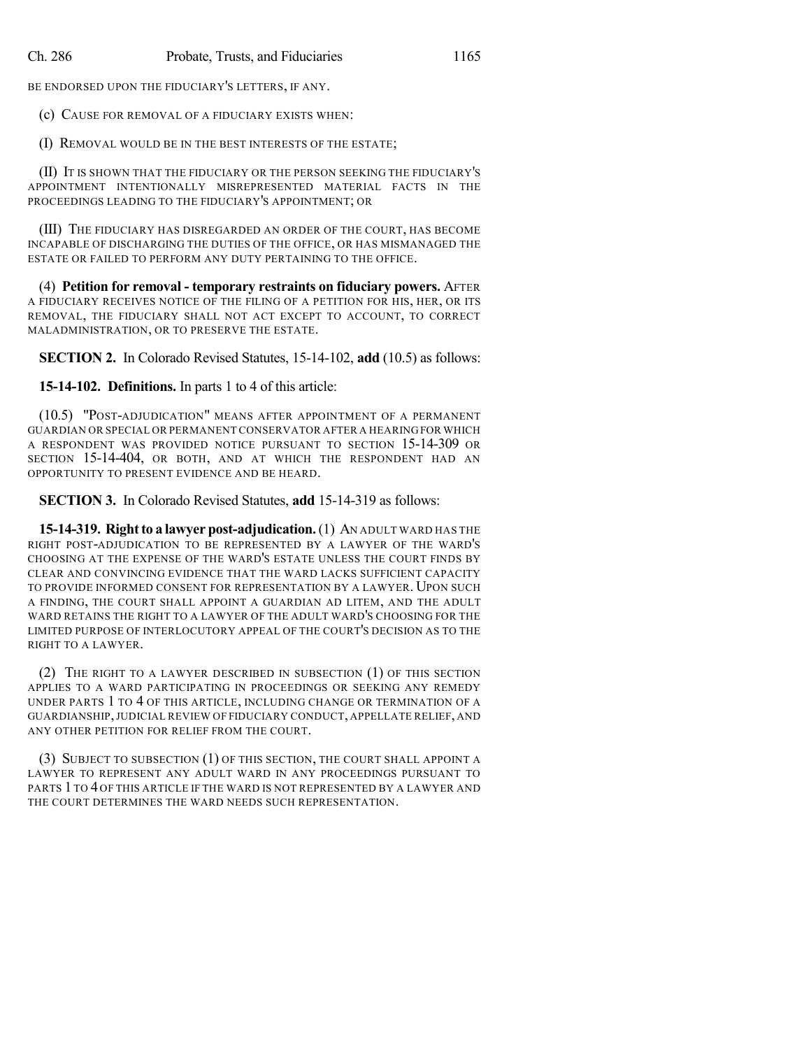BE ENDORSED UPON THE FIDUCIARY'S LETTERS, IF ANY.

(c) CAUSE FOR REMOVAL OF A FIDUCIARY EXISTS WHEN:

(I) REMOVAL WOULD BE IN THE BEST INTERESTS OF THE ESTATE;

(II) IT IS SHOWN THAT THE FIDUCIARY OR THE PERSON SEEKING THE FIDUCIARY'S APPOINTMENT INTENTIONALLY MISREPRESENTED MATERIAL FACTS IN THE PROCEEDINGS LEADING TO THE FIDUCIARY'S APPOINTMENT; OR

(III) THE FIDUCIARY HAS DISREGARDED AN ORDER OF THE COURT, HAS BECOME INCAPABLE OF DISCHARGING THE DUTIES OF THE OFFICE, OR HAS MISMANAGED THE ESTATE OR FAILED TO PERFORM ANY DUTY PERTAINING TO THE OFFICE.

(4) **Petition for removal - temporary restraints on fiduciary powers.** AFTER A FIDUCIARY RECEIVES NOTICE OF THE FILING OF A PETITION FOR HIS, HER, OR ITS REMOVAL, THE FIDUCIARY SHALL NOT ACT EXCEPT TO ACCOUNT, TO CORRECT MALADMINISTRATION, OR TO PRESERVE THE ESTATE.

**SECTION 2.** In Colorado Revised Statutes, 15-14-102, **add** (10.5) as follows:

**15-14-102. Definitions.** In parts 1 to 4 of this article:

(10.5) "POST-ADJUDICATION" MEANS AFTER APPOINTMENT OF A PERMANENT GUARDIAN OR SPECIAL OR PERMANENT CONSERVATOR AFTER A HEARING FOR WHICH A RESPONDENT WAS PROVIDED NOTICE PURSUANT TO SECTION 15-14-309 OR SECTION 15-14-404, OR BOTH, AND AT WHICH THE RESPONDENT HAD AN OPPORTUNITY TO PRESENT EVIDENCE AND BE HEARD.

**SECTION 3.** In Colorado Revised Statutes, **add** 15-14-319 as follows:

**15-14-319. Right to a lawyer post-adjudication.** (1) AN ADULT WARD HAS THE RIGHT POST-ADJUDICATION TO BE REPRESENTED BY A LAWYER OF THE WARD'S CHOOSING AT THE EXPENSE OF THE WARD'S ESTATE UNLESS THE COURT FINDS BY CLEAR AND CONVINCING EVIDENCE THAT THE WARD LACKS SUFFICIENT CAPACITY TO PROVIDE INFORMED CONSENT FOR REPRESENTATION BY A LAWYER. UPON SUCH A FINDING, THE COURT SHALL APPOINT A GUARDIAN AD LITEM, AND THE ADULT WARD RETAINS THE RIGHT TO A LAWYER OF THE ADULT WARD'S CHOOSING FOR THE LIMITED PURPOSE OF INTERLOCUTORY APPEAL OF THE COURT'S DECISION AS TO THE RIGHT TO A LAWYER.

(2) THE RIGHT TO A LAWYER DESCRIBED IN SUBSECTION (1) OF THIS SECTION APPLIES TO A WARD PARTICIPATING IN PROCEEDINGS OR SEEKING ANY REMEDY UNDER PARTS 1 TO 4 OF THIS ARTICLE, INCLUDING CHANGE OR TERMINATION OF A GUARDIANSHIP, JUDICIAL REVIEW OF FIDUCIARY CONDUCT, APPELLATE RELIEF, AND ANY OTHER PETITION FOR RELIEF FROM THE COURT.

(3) SUBJECT TO SUBSECTION (1) OF THIS SECTION, THE COURT SHALL APPOINT A LAWYER TO REPRESENT ANY ADULT WARD IN ANY PROCEEDINGS PURSUANT TO PARTS 1 TO 4 OF THIS ARTICLE IF THE WARD IS NOT REPRESENTED BY A LAWYER AND THE COURT DETERMINES THE WARD NEEDS SUCH REPRESENTATION.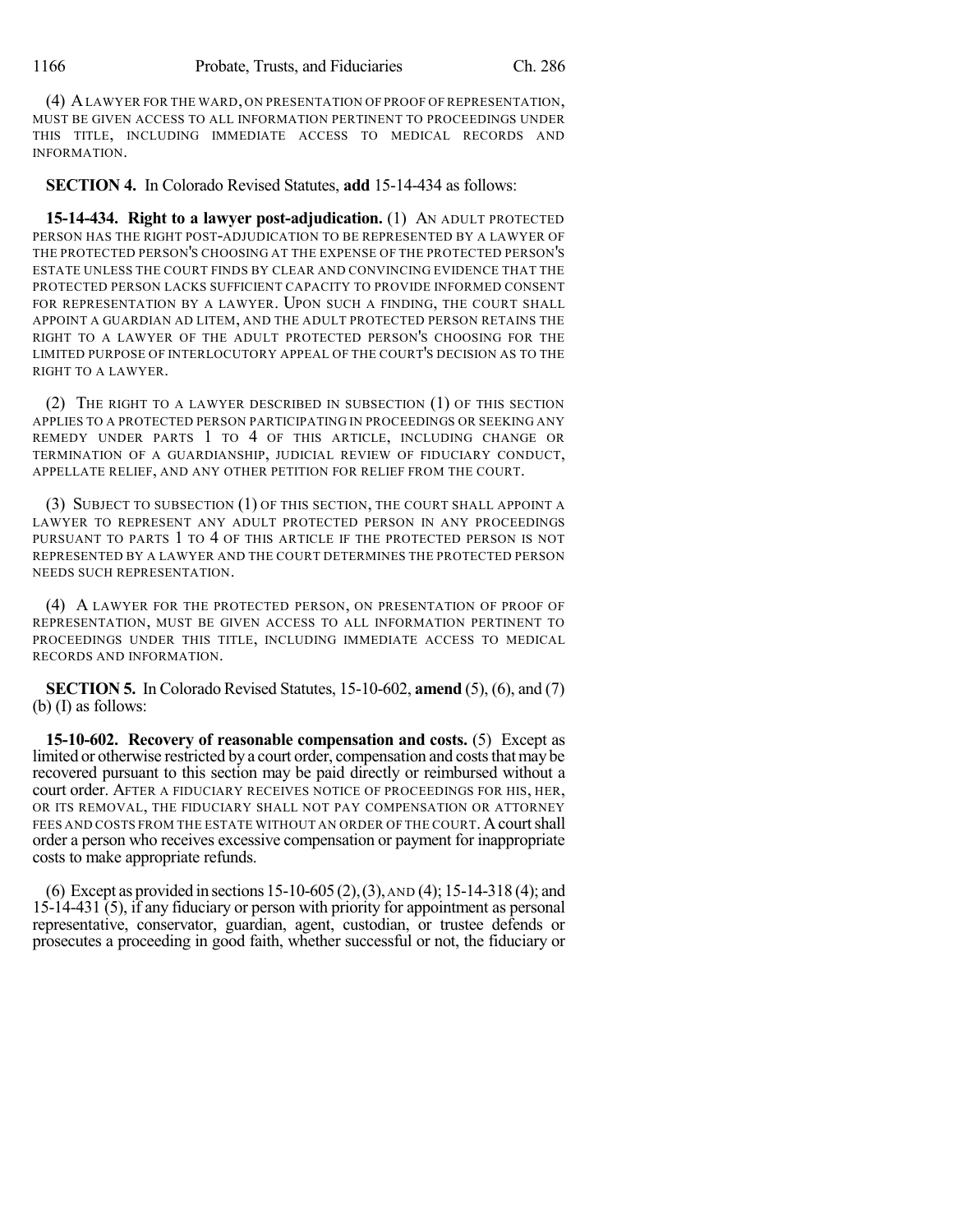(4) A LAWYER FOR THE WARD, ON PRESENTATION OF PROOF OF REPRESENTATION, MUST BE GIVEN ACCESS TO ALL INFORMATION PERTINENT TO PROCEEDINGS UNDER THIS TITLE, INCLUDING IMMEDIATE ACCESS TO MEDICAL RECORDS AND INFORMATION.

**SECTION 4.** In Colorado Revised Statutes, **add** 15-14-434 as follows:

**15-14-434. Right to a lawyer post-adjudication.** (1) AN ADULT PROTECTED PERSON HAS THE RIGHT POST-ADJUDICATION TO BE REPRESENTED BY A LAWYER OF THE PROTECTED PERSON'S CHOOSING AT THE EXPENSE OF THE PROTECTED PERSON'S ESTATE UNLESS THE COURT FINDS BY CLEAR AND CONVINCING EVIDENCE THAT THE PROTECTED PERSON LACKS SUFFICIENT CAPACITY TO PROVIDE INFORMED CONSENT FOR REPRESENTATION BY A LAWYER. UPON SUCH A FINDING, THE COURT SHALL APPOINT A GUARDIAN AD LITEM, AND THE ADULT PROTECTED PERSON RETAINS THE RIGHT TO A LAWYER OF THE ADULT PROTECTED PERSON'S CHOOSING FOR THE LIMITED PURPOSE OF INTERLOCUTORY APPEAL OF THE COURT'S DECISION AS TO THE RIGHT TO A LAWYER.

(2) THE RIGHT TO A LAWYER DESCRIBED IN SUBSECTION (1) OF THIS SECTION APPLIES TO A PROTECTED PERSON PARTICIPATING IN PROCEEDINGS OR SEEKING ANY REMEDY UNDER PARTS 1 TO 4 OF THIS ARTICLE, INCLUDING CHANGE OR TERMINATION OF A GUARDIANSHIP, JUDICIAL REVIEW OF FIDUCIARY CONDUCT, APPELLATE RELIEF, AND ANY OTHER PETITION FOR RELIEF FROM THE COURT.

(3) SUBJECT TO SUBSECTION (1) OF THIS SECTION, THE COURT SHALL APPOINT A LAWYER TO REPRESENT ANY ADULT PROTECTED PERSON IN ANY PROCEEDINGS PURSUANT TO PARTS 1 TO 4 OF THIS ARTICLE IF THE PROTECTED PERSON IS NOT REPRESENTED BY A LAWYER AND THE COURT DETERMINES THE PROTECTED PERSON NEEDS SUCH REPRESENTATION.

(4) A LAWYER FOR THE PROTECTED PERSON, ON PRESENTATION OF PROOF OF REPRESENTATION, MUST BE GIVEN ACCESS TO ALL INFORMATION PERTINENT TO PROCEEDINGS UNDER THIS TITLE, INCLUDING IMMEDIATE ACCESS TO MEDICAL RECORDS AND INFORMATION.

**SECTION 5.** In Colorado Revised Statutes, 15-10-602, **amend** (5), (6), and (7) (b) (I) as follows:

**15-10-602. Recovery of reasonable compensation and costs.** (5) Except as limited or otherwise restricted by a court order, compensation and costs that may be recovered pursuant to this section may be paid directly or reimbursed without a court order. AFTER A FIDUCIARY RECEIVES NOTICE OF PROCEEDINGS FOR HIS, HER, OR ITS REMOVAL, THE FIDUCIARY SHALL NOT PAY COMPENSATION OR ATTORNEY FEES AND COSTS FROM THE ESTATE WITHOUT AN ORDER OF THE COURT. A court shall order a person who receives excessive compensation or payment for inappropriate costs to make appropriate refunds.

(6) Except as provided in sections 15-10-605 (2), (3), AND (4); 15-14-318 (4); and 15-14-431 (5), if any fiduciary or person with priority for appointment as personal representative, conservator, guardian, agent, custodian, or trustee defends or prosecutes a proceeding in good faith, whether successful or not, the fiduciary or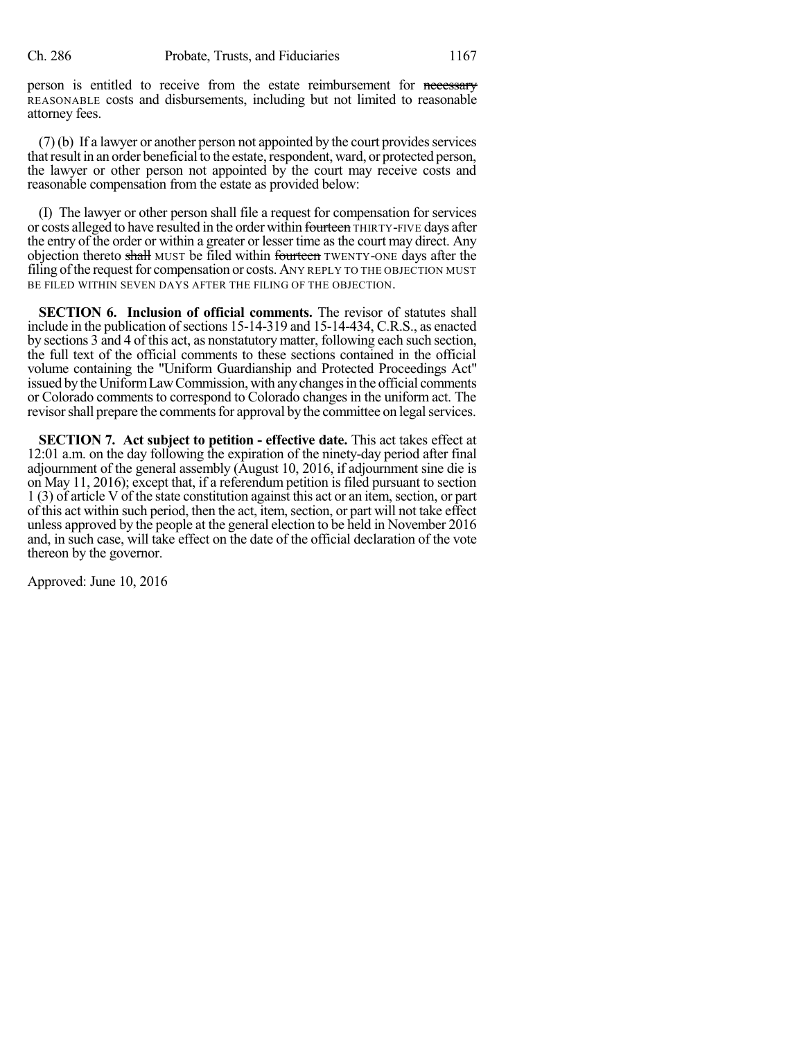person is entitled to receive from the estate reimbursement for ~~necessary~~ REASONABLE costs and disbursements, including but not limited to reasonable attorney fees.

(7) (b) If a lawyer or another person not appointed by the court provides services that result in an order beneficial to the estate, respondent, ward, or protected person, the lawyer or other person not appointed by the court may receive costs and reasonable compensation from the estate as provided below:

(I) The lawyer or other person shall file a request for compensation for services or costs alleged to have resulted in the order within ~~fourteen~~ THIRTY-FIVE days after the entry of the order or within a greater or lesser time as the court may direct. Any objection thereto ~~shall~~ MUST be filed within ~~fourteen~~ TWENTY-ONE days after the filing of the request for compensation or costs. ANY REPLY TO THE OBJECTION MUST BE FILED WITHIN SEVEN DAYS AFTER THE FILING OF THE OBJECTION.

**SECTION 6. Inclusion of official comments.** The revisor of statutes shall include in the publication of sections 15-14-319 and 15-14-434, C.R.S., as enacted by sections 3 and 4 of this act, as nonstatutory matter, following each such section, the full text of the official comments to these sections contained in the official volume containing the "Uniform Guardianship and Protected Proceedings Act" issued by the Uniform Law Commission, with any changes in the official comments or Colorado comments to correspond to Colorado changes in the uniform act. The revisor shall prepare the comments for approval by the committee on legal services.

**SECTION 7. Act subject to petition - effective date.** This act takes effect at 12:01 a.m. on the day following the expiration of the ninety-day period after final adjournment of the general assembly (August 10, 2016, if adjournment sine die is on May 11, 2016); except that, if a referendum petition is filed pursuant to section 1 (3) of article V of the state constitution against this act or an item, section, or part of this act within such period, then the act, item, section, or part will not take effect unless approved by the people at the general election to be held in November 2016 and, in such case, will take effect on the date of the official declaration of the vote thereon by the governor.

Approved: June 10, 2016